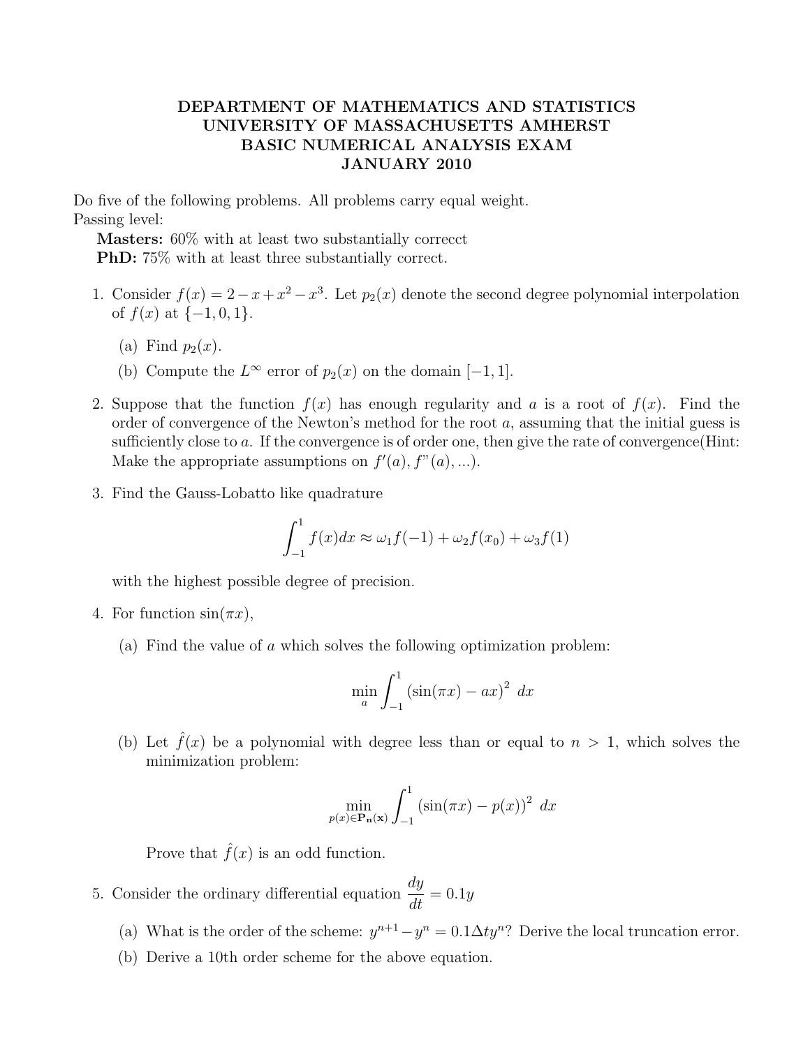# DEPARTMENT OF MATHEMATICS AND STATISTICS
# UNIVERSITY OF MASSACHUSETTS AMHERST
# BASIC NUMERICAL ANALYSIS EXAM
# JANUARY 2010

Do five of the following problems. All problems carry equal weight.
Passing level:

**Masters:** 60% with at least two substantially correcct
**PhD:** 75% with at least three substantially correct.

1. Consider $f(x) = 2 - x + x^2 - x^3$. Let $p_2(x)$ denote the second degree polynomial interpolation of $f(x)$ at $\{-1, 0, 1\}$.
   (a) Find $p_2(x)$.
   (b) Compute the $L^\infty$ error of $p_2(x)$ on the domain $[-1, 1]$.

2. Suppose that the function $f(x)$ has enough regularity and $a$ is a root of $f(x)$. Find the order of convergence of the Newton's method for the root $a$, assuming that the initial guess is sufficiently close to $a$. If the convergence is of order one, then give the rate of convergence(Hint: Make the appropriate assumptions on $f'(a), f"(a), ...$).

3. Find the Gauss-Lobatto like quadrature
$$\int_{-1}^{1} f(x)dx \approx \omega_1 f(-1) + \omega_2 f(x_0) + \omega_3 f(1)$$
with the highest possible degree of precision.

4. For function $\sin(\pi x)$,
   (a) Find the value of $a$ which solves the following optimization problem:
$$\min_a \int_{-1}^{1} (\sin(\pi x) - ax)^2 \, dx$$
   (b) Let $\hat{f}(x)$ be a polynomial with degree less than or equal to $n > 1$, which solves the minimization problem:
$$\min_{p(x) \in \mathbf{P_n(x)}} \int_{-1}^{1} (\sin(\pi x) - p(x))^2 \, dx$$
   Prove that $\hat{f}(x)$ is an odd function.

5. Consider the ordinary differential equation $\dfrac{dy}{dt} = 0.1y$
   (a) What is the order of the scheme: $y^{n+1} - y^n = 0.1\Delta t y^n$? Derive the local truncation error.
   (b) Derive a 10th order scheme for the above equation.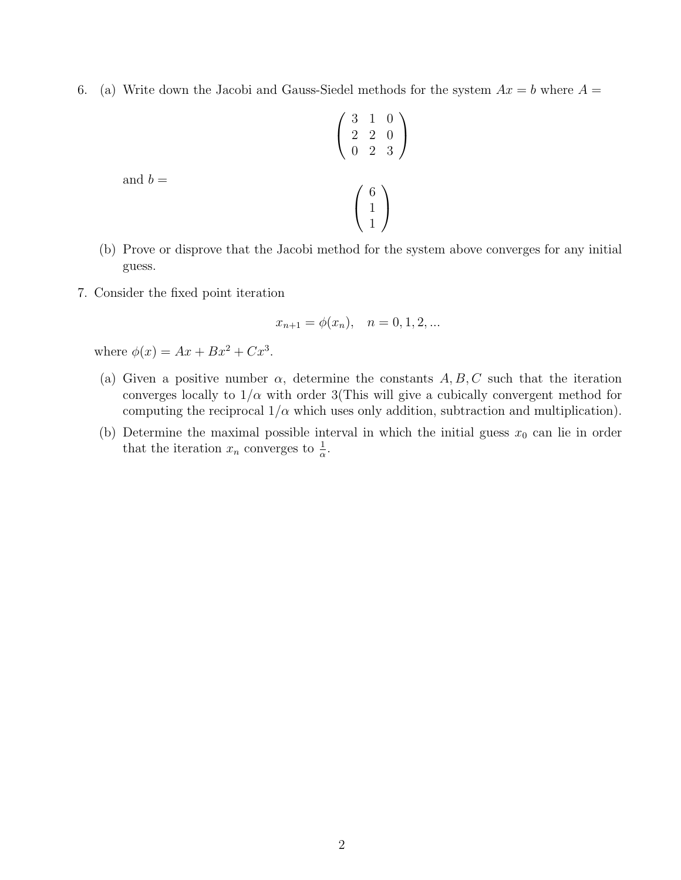6. (a) Write down the Jacobi and Gauss-Siedel methods for the system $Ax = b$ where $A =$

$$\begin{pmatrix} 3 & 1 & 0 \\ 2 & 2 & 0 \\ 0 & 2 & 3 \end{pmatrix}$$

and $b =$

$$\begin{pmatrix} 6 \\ 1 \\ 1 \end{pmatrix}$$

(b) Prove or disprove that the Jacobi method for the system above converges for any initial guess.

7. Consider the fixed point iteration

$$x_{n+1} = \phi(x_n), \quad n = 0, 1, 2, ...$$

where $\phi(x) = Ax + Bx^2 + Cx^3$.

(a) Given a positive number $\alpha$, determine the constants $A, B, C$ such that the iteration converges locally to $1/\alpha$ with order 3(This will give a cubically convergent method for computing the reciprocal $1/\alpha$ which uses only addition, subtraction and multiplication).

(b) Determine the maximal possible interval in which the initial guess $x_0$ can lie in order that the iteration $x_n$ converges to $\frac{1}{\alpha}$.